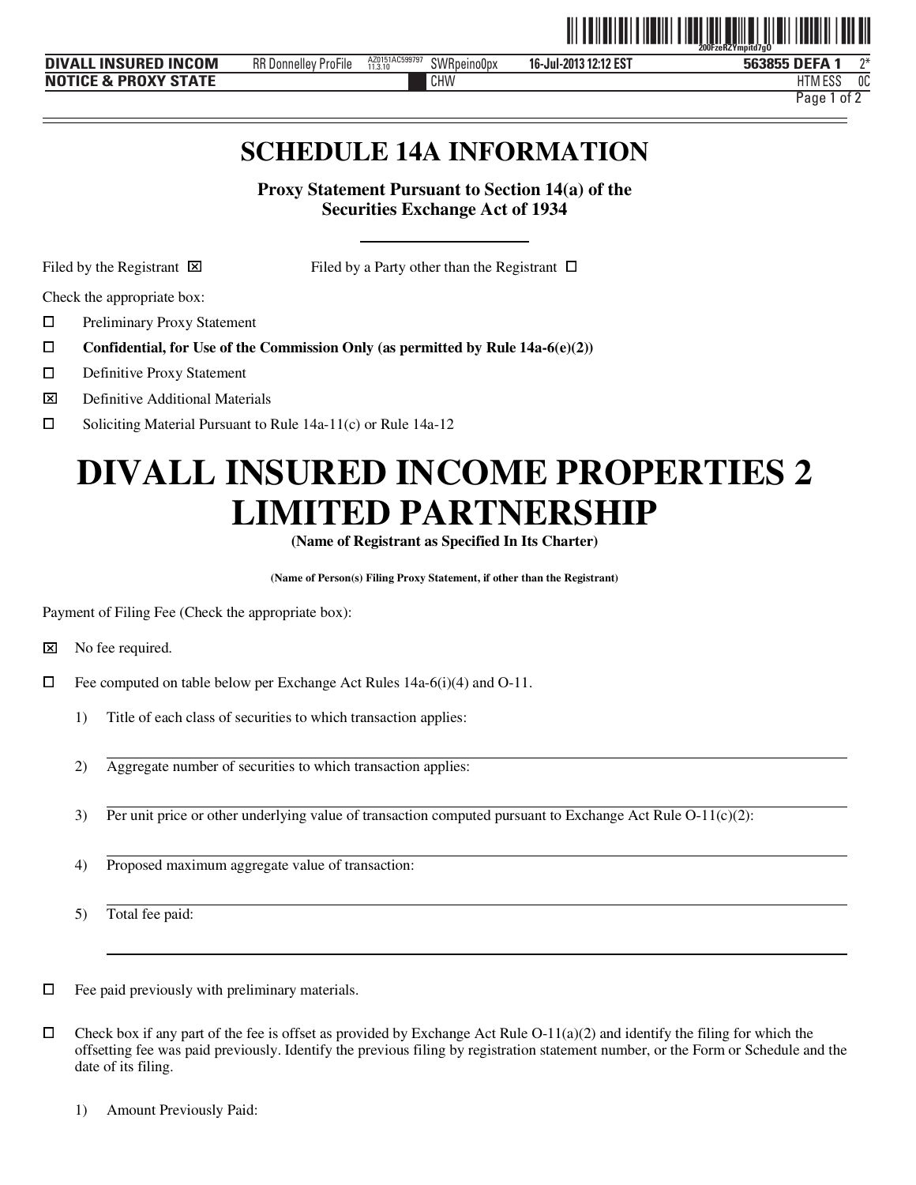# SCHEDULE 14A INFORMATION

**Proxy Statement Pursuant to Section 14(a) of the Securities Exchange Act of 1934**

Filed by the Registrant ☒ Filed by a Party other than the Registrant ☐

Check the appropriate box:

☐ Preliminary Proxy Statement

☐ **Confidential, for Use of the Commission Only (as permitted by Rule 14a-6(e)(2))**

☐ Definitive Proxy Statement

☒ Definitive Additional Materials

☐ Soliciting Material Pursuant to Rule 14a-11(c) or Rule 14a-12

# DIVALL INSURED INCOME PROPERTIES 2 LIMITED PARTNERSHIP

**(Name of Registrant as Specified In Its Charter)**

**(Name of Person(s) Filing Proxy Statement, if other than the Registrant)**

Payment of Filing Fee (Check the appropriate box):

☒ No fee required.

☐ Fee computed on table below per Exchange Act Rules 14a-6(i)(4) and O-11.

1) Title of each class of securities to which transaction applies:

2) Aggregate number of securities to which transaction applies:

3) Per unit price or other underlying value of transaction computed pursuant to Exchange Act Rule O-11(c)(2):

4) Proposed maximum aggregate value of transaction:

5) Total fee paid:

☐ Fee paid previously with preliminary materials.

☐ Check box if any part of the fee is offset as provided by Exchange Act Rule O-11(a)(2) and identify the filing for which the offsetting fee was paid previously. Identify the previous filing by registration statement number, or the Form or Schedule and the date of its filing.

1) Amount Previously Paid: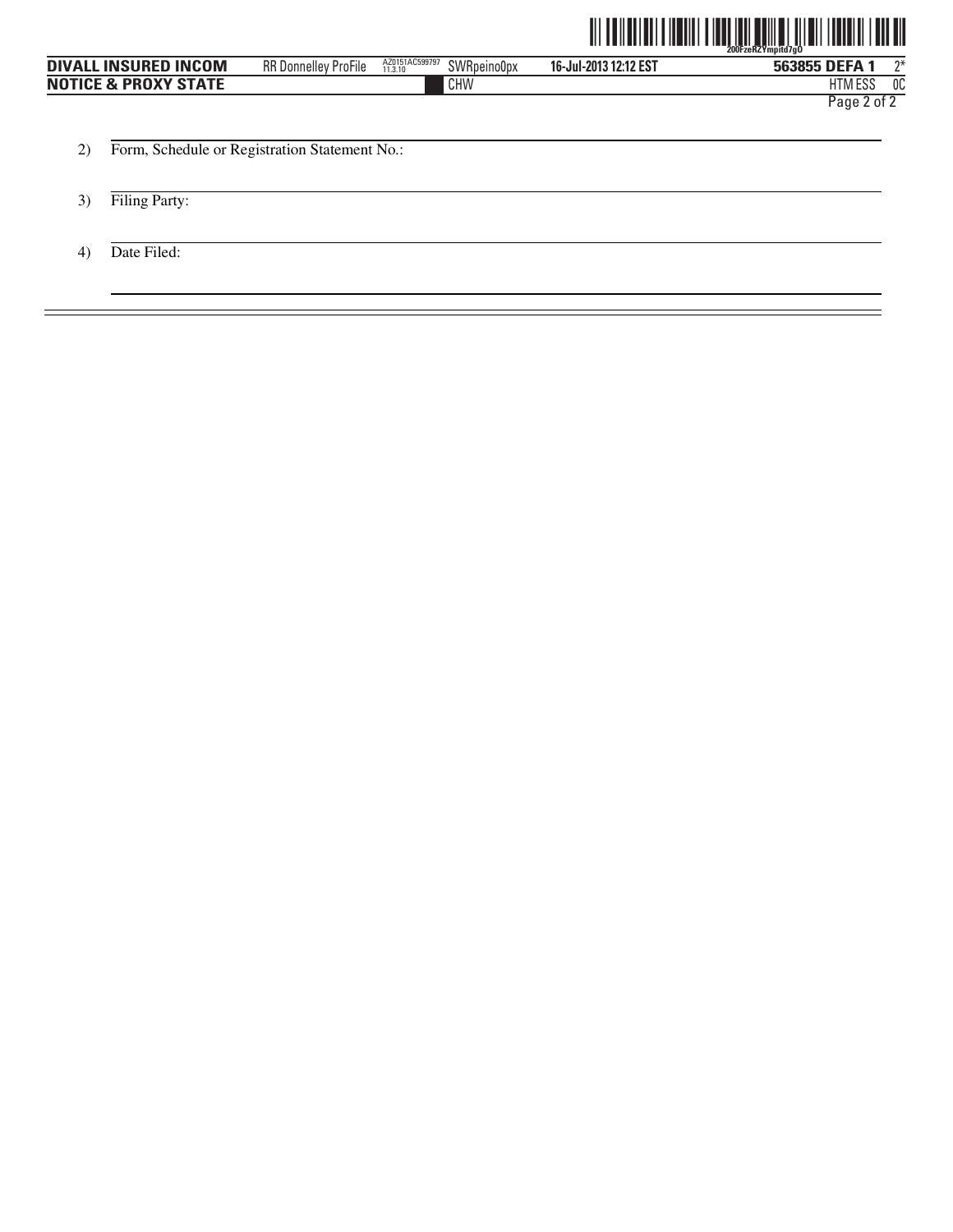2) Form, Schedule or Registration Statement No.:

3) Filing Party:

4) Date Filed: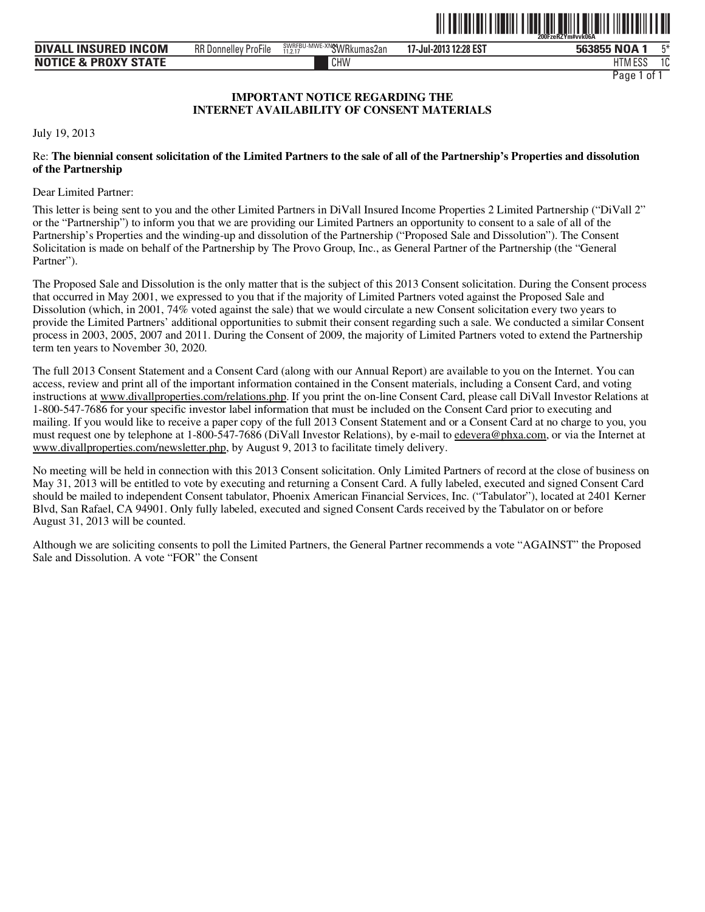**IMPORTANT NOTICE REGARDING THE INTERNET AVAILABILITY OF CONSENT MATERIALS**

July 19, 2013

Re: **The biennial consent solicitation of the Limited Partners to the sale of all of the Partnership's Properties and dissolution of the Partnership**

Dear Limited Partner:

This letter is being sent to you and the other Limited Partners in DiVall Insured Income Properties 2 Limited Partnership ("DiVall 2" or the "Partnership") to inform you that we are providing our Limited Partners an opportunity to consent to a sale of all of the Partnership's Properties and the winding-up and dissolution of the Partnership ("Proposed Sale and Dissolution"). The Consent Solicitation is made on behalf of the Partnership by The Provo Group, Inc., as General Partner of the Partnership (the "General Partner").

The Proposed Sale and Dissolution is the only matter that is the subject of this 2013 Consent solicitation. During the Consent process that occurred in May 2001, we expressed to you that if the majority of Limited Partners voted against the Proposed Sale and Dissolution (which, in 2001, 74% voted against the sale) that we would circulate a new Consent solicitation every two years to provide the Limited Partners' additional opportunities to submit their consent regarding such a sale. We conducted a similar Consent process in 2003, 2005, 2007 and 2011. During the Consent of 2009, the majority of Limited Partners voted to extend the Partnership term ten years to November 30, 2020.

The full 2013 Consent Statement and a Consent Card (along with our Annual Report) are available to you on the Internet. You can access, review and print all of the important information contained in the Consent materials, including a Consent Card, and voting instructions at www.divallproperties.com/relations.php. If you print the on-line Consent Card, please call DiVall Investor Relations at 1-800-547-7686 for your specific investor label information that must be included on the Consent Card prior to executing and mailing. If you would like to receive a paper copy of the full 2013 Consent Statement and or a Consent Card at no charge to you, you must request one by telephone at 1-800-547-7686 (DiVall Investor Relations), by e-mail to edevera@phxa.com, or via the Internet at www.divallproperties.com/newsletter.php, by August 9, 2013 to facilitate timely delivery.

No meeting will be held in connection with this 2013 Consent solicitation. Only Limited Partners of record at the close of business on May 31, 2013 will be entitled to vote by executing and returning a Consent Card. A fully labeled, executed and signed Consent Card should be mailed to independent Consent tabulator, Phoenix American Financial Services, Inc. ("Tabulator"), located at 2401 Kerner Blvd, San Rafael, CA 94901. Only fully labeled, executed and signed Consent Cards received by the Tabulator on or before August 31, 2013 will be counted.

Although we are soliciting consents to poll the Limited Partners, the General Partner recommends a vote "AGAINST" the Proposed Sale and Dissolution. A vote "FOR" the Consent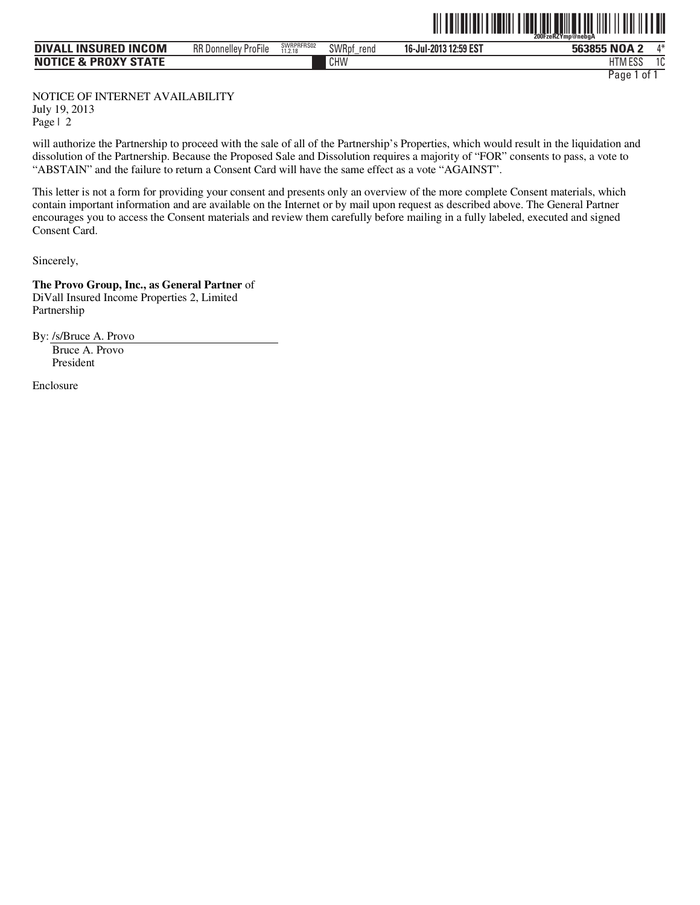will authorize the Partnership to proceed with the sale of all of the Partnership's Properties, which would result in the liquidation and dissolution of the Partnership. Because the Proposed Sale and Dissolution requires a majority of "FOR" consents to pass, a vote to "ABSTAIN" and the failure to return a Consent Card will have the same effect as a vote "AGAINST".

This letter is not a form for providing your consent and presents only an overview of the more complete Consent materials, which contain important information and are available on the Internet or by mail upon request as described above. The General Partner encourages you to access the Consent materials and review them carefully before mailing in a fully labeled, executed and signed Consent Card.

Sincerely,

**The Provo Group, Inc., as General Partner** of
DiVall Insured Income Properties 2, Limited Partnership

By: /s/Bruce A. Provo
Bruce A. Provo
President

Enclosure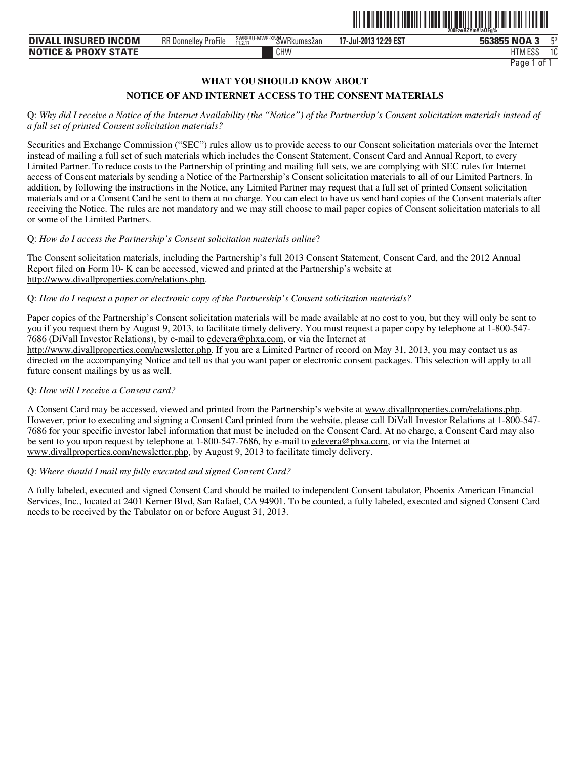## WHAT YOU SHOULD KNOW ABOUT

## NOTICE OF AND INTERNET ACCESS TO THE CONSENT MATERIALS

Q: *Why did I receive a Notice of the Internet Availability (the "Notice") of the Partnership's Consent solicitation materials instead of a full set of printed Consent solicitation materials?*

Securities and Exchange Commission ("SEC") rules allow us to provide access to our Consent solicitation materials over the Internet instead of mailing a full set of such materials which includes the Consent Statement, Consent Card and Annual Report, to every Limited Partner. To reduce costs to the Partnership of printing and mailing full sets, we are complying with SEC rules for Internet access of Consent materials by sending a Notice of the Partnership's Consent solicitation materials to all of our Limited Partners. In addition, by following the instructions in the Notice, any Limited Partner may request that a full set of printed Consent solicitation materials and or a Consent Card be sent to them at no charge. You can elect to have us send hard copies of the Consent materials after receiving the Notice. The rules are not mandatory and we may still choose to mail paper copies of Consent solicitation materials to all or some of the Limited Partners.

Q: *How do I access the Partnership's Consent solicitation materials online*?

The Consent solicitation materials, including the Partnership's full 2013 Consent Statement, Consent Card, and the 2012 Annual Report filed on Form 10- K can be accessed, viewed and printed at the Partnership's website at http://www.divallproperties.com/relations.php.

Q: *How do I request a paper or electronic copy of the Partnership's Consent solicitation materials?*

Paper copies of the Partnership's Consent solicitation materials will be made available at no cost to you, but they will only be sent to you if you request them by August 9, 2013, to facilitate timely delivery. You must request a paper copy by telephone at 1-800-547-7686 (DiVall Investor Relations), by e-mail to edevera@phxa.com, or via the Internet at http://www.divallproperties.com/newsletter.php. If you are a Limited Partner of record on May 31, 2013, you may contact us as directed on the accompanying Notice and tell us that you want paper or electronic consent packages. This selection will apply to all future consent mailings by us as well.

Q: *How will I receive a Consent card?*

A Consent Card may be accessed, viewed and printed from the Partnership's website at www.divallproperties.com/relations.php. However, prior to executing and signing a Consent Card printed from the website, please call DiVall Investor Relations at 1-800-547-7686 for your specific investor label information that must be included on the Consent Card. At no charge, a Consent Card may also be sent to you upon request by telephone at 1-800-547-7686, by e-mail to edevera@phxa.com, or via the Internet at www.divallproperties.com/newsletter.php, by August 9, 2013 to facilitate timely delivery.

Q: *Where should I mail my fully executed and signed Consent Card?*

A fully labeled, executed and signed Consent Card should be mailed to independent Consent tabulator, Phoenix American Financial Services, Inc., located at 2401 Kerner Blvd, San Rafael, CA 94901. To be counted, a fully labeled, executed and signed Consent Card needs to be received by the Tabulator on or before August 31, 2013.